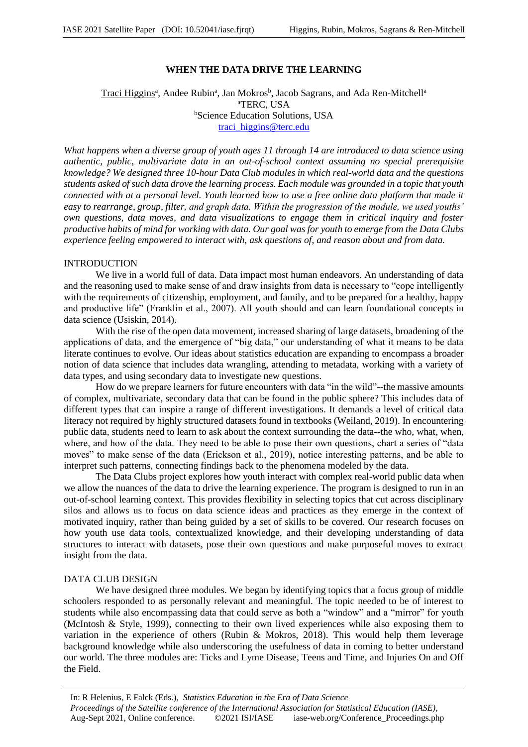# WHEN THE DATA DRIVE THE LEARNING

Traci Higgins[a], Andee Rubin[a], Jan Mokros[b], Jacob Sagrans, and Ada Ren-Mitchell[a]
[a]TERC, USA
[b]Science Education Solutions, USA
traci_higgins@terc.edu

*What happens when a diverse group of youth ages 11 through 14 are introduced to data science using authentic, public, multivariate data in an out-of-school context assuming no special prerequisite knowledge? We designed three 10-hour Data Club modules in which real-world data and the questions students asked of such data drove the learning process. Each module was grounded in a topic that youth connected with at a personal level. Youth learned how to use a free online data platform that made it easy to rearrange, group, filter, and graph data. Within the progression of the module, we used youths' own questions, data moves, and data visualizations to engage them in critical inquiry and foster productive habits of mind for working with data. Our goal was for youth to emerge from the Data Clubs experience feeling empowered to interact with, ask questions of, and reason about and from data.*

## INTRODUCTION

We live in a world full of data. Data impact most human endeavors. An understanding of data and the reasoning used to make sense of and draw insights from data is necessary to "cope intelligently with the requirements of citizenship, employment, and family, and to be prepared for a healthy, happy and productive life" (Franklin et al., 2007). All youth should and can learn foundational concepts in data science (Usiskin, 2014).

With the rise of the open data movement, increased sharing of large datasets, broadening of the applications of data, and the emergence of "big data," our understanding of what it means to be data literate continues to evolve. Our ideas about statistics education are expanding to encompass a broader notion of data science that includes data wrangling, attending to metadata, working with a variety of data types, and using secondary data to investigate new questions.

How do we prepare learners for future encounters with data "in the wild"--the massive amounts of complex, multivariate, secondary data that can be found in the public sphere? This includes data of different types that can inspire a range of different investigations. It demands a level of critical data literacy not required by highly structured datasets found in textbooks (Weiland, 2019). In encountering public data, students need to learn to ask about the context surrounding the data--the who, what, when, where, and how of the data. They need to be able to pose their own questions, chart a series of "data moves" to make sense of the data (Erickson et al., 2019), notice interesting patterns, and be able to interpret such patterns, connecting findings back to the phenomena modeled by the data.

The Data Clubs project explores how youth interact with complex real-world public data when we allow the nuances of the data to drive the learning experience. The program is designed to run in an out-of-school learning context. This provides flexibility in selecting topics that cut across disciplinary silos and allows us to focus on data science ideas and practices as they emerge in the context of motivated inquiry, rather than being guided by a set of skills to be covered. Our research focuses on how youth use data tools, contextualized knowledge, and their developing understanding of data structures to interact with datasets, pose their own questions and make purposeful moves to extract insight from the data.

## DATA CLUB DESIGN

We have designed three modules. We began by identifying topics that a focus group of middle schoolers responded to as personally relevant and meaningful. The topic needed to be of interest to students while also encompassing data that could serve as both a "window" and a "mirror" for youth (McIntosh & Style, 1999), connecting to their own lived experiences while also exposing them to variation in the experience of others (Rubin & Mokros, 2018). This would help them leverage background knowledge while also underscoring the usefulness of data in coming to better understand our world. The three modules are: Ticks and Lyme Disease, Teens and Time, and Injuries On and Off the Field.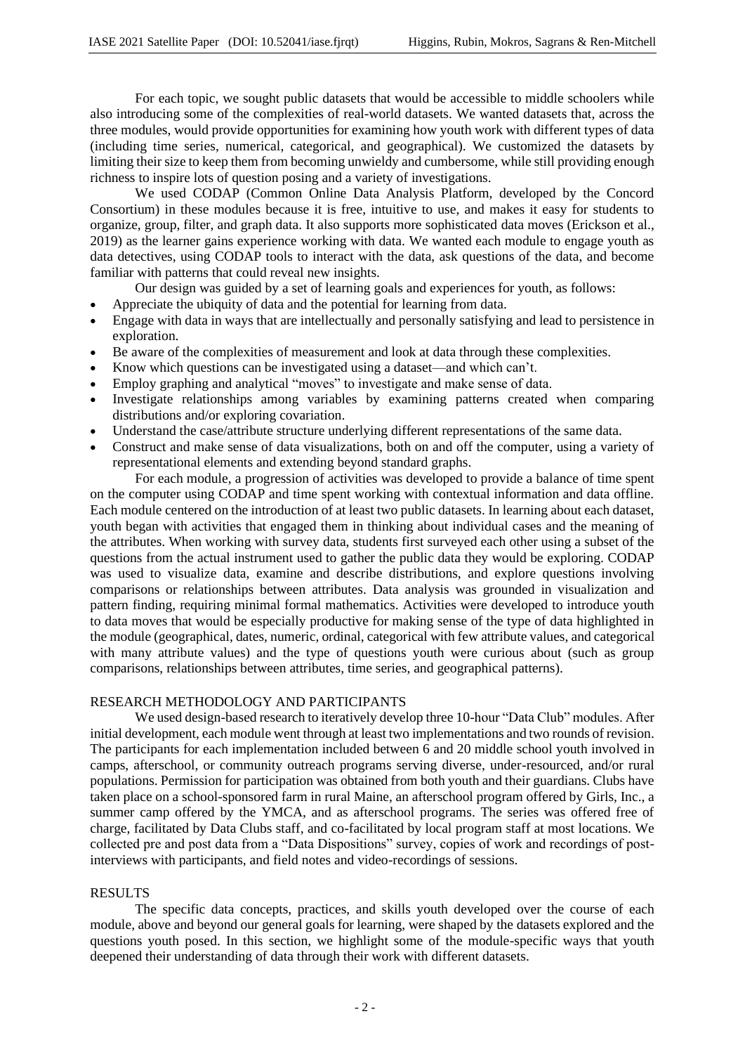For each topic, we sought public datasets that would be accessible to middle schoolers while also introducing some of the complexities of real-world datasets. We wanted datasets that, across the three modules, would provide opportunities for examining how youth work with different types of data (including time series, numerical, categorical, and geographical). We customized the datasets by limiting their size to keep them from becoming unwieldy and cumbersome, while still providing enough richness to inspire lots of question posing and a variety of investigations.

We used CODAP (Common Online Data Analysis Platform, developed by the Concord Consortium) in these modules because it is free, intuitive to use, and makes it easy for students to organize, group, filter, and graph data. It also supports more sophisticated data moves (Erickson et al., 2019) as the learner gains experience working with data. We wanted each module to engage youth as data detectives, using CODAP tools to interact with the data, ask questions of the data, and become familiar with patterns that could reveal new insights.

Our design was guided by a set of learning goals and experiences for youth, as follows:

- Appreciate the ubiquity of data and the potential for learning from data.
- Engage with data in ways that are intellectually and personally satisfying and lead to persistence in exploration.
- Be aware of the complexities of measurement and look at data through these complexities.
- Know which questions can be investigated using a dataset—and which can't.
- Employ graphing and analytical "moves" to investigate and make sense of data.
- Investigate relationships among variables by examining patterns created when comparing distributions and/or exploring covariation.
- Understand the case/attribute structure underlying different representations of the same data.
- Construct and make sense of data visualizations, both on and off the computer, using a variety of representational elements and extending beyond standard graphs.

For each module, a progression of activities was developed to provide a balance of time spent on the computer using CODAP and time spent working with contextual information and data offline. Each module centered on the introduction of at least two public datasets. In learning about each dataset, youth began with activities that engaged them in thinking about individual cases and the meaning of the attributes. When working with survey data, students first surveyed each other using a subset of the questions from the actual instrument used to gather the public data they would be exploring. CODAP was used to visualize data, examine and describe distributions, and explore questions involving comparisons or relationships between attributes. Data analysis was grounded in visualization and pattern finding, requiring minimal formal mathematics. Activities were developed to introduce youth to data moves that would be especially productive for making sense of the type of data highlighted in the module (geographical, dates, numeric, ordinal, categorical with few attribute values, and categorical with many attribute values) and the type of questions youth were curious about (such as group comparisons, relationships between attributes, time series, and geographical patterns).

## RESEARCH METHODOLOGY AND PARTICIPANTS

We used design-based research to iteratively develop three 10-hour "Data Club" modules. After initial development, each module went through at least two implementations and two rounds of revision. The participants for each implementation included between 6 and 20 middle school youth involved in camps, afterschool, or community outreach programs serving diverse, under-resourced, and/or rural populations. Permission for participation was obtained from both youth and their guardians. Clubs have taken place on a school-sponsored farm in rural Maine, an afterschool program offered by Girls, Inc., a summer camp offered by the YMCA, and as afterschool programs. The series was offered free of charge, facilitated by Data Clubs staff, and co-facilitated by local program staff at most locations. We collected pre and post data from a "Data Dispositions" survey, copies of work and recordings of post-interviews with participants, and field notes and video-recordings of sessions.

## RESULTS

The specific data concepts, practices, and skills youth developed over the course of each module, above and beyond our general goals for learning, were shaped by the datasets explored and the questions youth posed. In this section, we highlight some of the module-specific ways that youth deepened their understanding of data through their work with different datasets.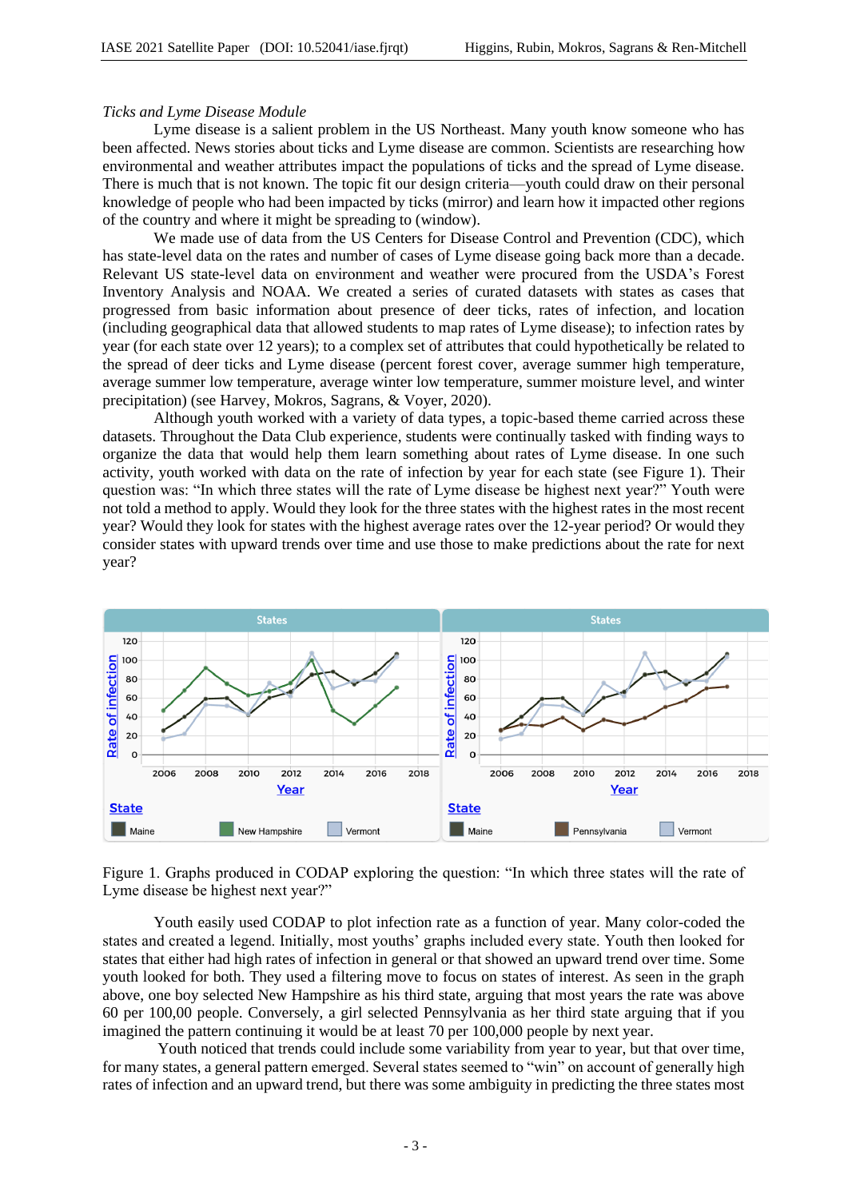*Ticks and Lyme Disease Module*

Lyme disease is a salient problem in the US Northeast. Many youth know someone who has been affected. News stories about ticks and Lyme disease are common. Scientists are researching how environmental and weather attributes impact the populations of ticks and the spread of Lyme disease. There is much that is not known. The topic fit our design criteria—youth could draw on their personal knowledge of people who had been impacted by ticks (mirror) and learn how it impacted other regions of the country and where it might be spreading to (window).

We made use of data from the US Centers for Disease Control and Prevention (CDC), which has state-level data on the rates and number of cases of Lyme disease going back more than a decade. Relevant US state-level data on environment and weather were procured from the USDA's Forest Inventory Analysis and NOAA. We created a series of curated datasets with states as cases that progressed from basic information about presence of deer ticks, rates of infection, and location (including geographical data that allowed students to map rates of Lyme disease); to infection rates by year (for each state over 12 years); to a complex set of attributes that could hypothetically be related to the spread of deer ticks and Lyme disease (percent forest cover, average summer high temperature, average summer low temperature, average winter low temperature, summer moisture level, and winter precipitation) (see Harvey, Mokros, Sagrans, & Voyer, 2020).

Although youth worked with a variety of data types, a topic-based theme carried across these datasets. Throughout the Data Club experience, students were continually tasked with finding ways to organize the data that would help them learn something about rates of Lyme disease. In one such activity, youth worked with data on the rate of infection by year for each state (see Figure 1). Their question was: "In which three states will the rate of Lyme disease be highest next year?" Youth were not told a method to apply. Would they look for the three states with the highest rates in the most recent year? Would they look for states with the highest average rates over the 12-year period? Or would they consider states with upward trends over time and use those to make predictions about the rate for next year?

Figure 1. Graphs produced in CODAP exploring the question: "In which three states will the rate of Lyme disease be highest next year?"

Youth easily used CODAP to plot infection rate as a function of year. Many color-coded the states and created a legend. Initially, most youths' graphs included every state. Youth then looked for states that either had high rates of infection in general or that showed an upward trend over time. Some youth looked for both. They used a filtering move to focus on states of interest. As seen in the graph above, one boy selected New Hampshire as his third state, arguing that most years the rate was above 60 per 100,00 people. Conversely, a girl selected Pennsylvania as her third state arguing that if you imagined the pattern continuing it would be at least 70 per 100,000 people by next year.

Youth noticed that trends could include some variability from year to year, but that over time, for many states, a general pattern emerged. Several states seemed to "win" on account of generally high rates of infection and an upward trend, but there was some ambiguity in predicting the three states most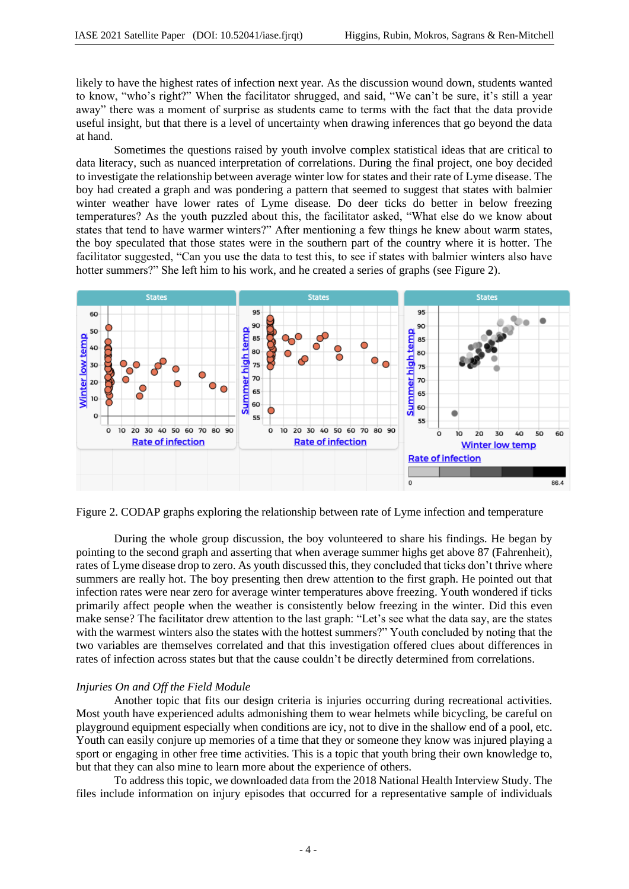likely to have the highest rates of infection next year. As the discussion wound down, students wanted to know, "who's right?" When the facilitator shrugged, and said, "We can't be sure, it's still a year away" there was a moment of surprise as students came to terms with the fact that the data provide useful insight, but that there is a level of uncertainty when drawing inferences that go beyond the data at hand.

Sometimes the questions raised by youth involve complex statistical ideas that are critical to data literacy, such as nuanced interpretation of correlations. During the final project, one boy decided to investigate the relationship between average winter low for states and their rate of Lyme disease. The boy had created a graph and was pondering a pattern that seemed to suggest that states with balmier winter weather have lower rates of Lyme disease. Do deer ticks do better in below freezing temperatures? As the youth puzzled about this, the facilitator asked, "What else do we know about states that tend to have warmer winters?" After mentioning a few things he knew about warm states, the boy speculated that those states were in the southern part of the country where it is hotter. The facilitator suggested, "Can you use the data to test this, to see if states with balmier winters also have hotter summers?" She left him to his work, and he created a series of graphs (see Figure 2).

Figure 2. CODAP graphs exploring the relationship between rate of Lyme infection and temperature

During the whole group discussion, the boy volunteered to share his findings. He began by pointing to the second graph and asserting that when average summer highs get above 87 (Fahrenheit), rates of Lyme disease drop to zero. As youth discussed this, they concluded that ticks don't thrive where summers are really hot. The boy presenting then drew attention to the first graph. He pointed out that infection rates were near zero for average winter temperatures above freezing. Youth wondered if ticks primarily affect people when the weather is consistently below freezing in the winter. Did this even make sense? The facilitator drew attention to the last graph: "Let's see what the data say, are the states with the warmest winters also the states with the hottest summers?" Youth concluded by noting that the two variables are themselves correlated and that this investigation offered clues about differences in rates of infection across states but that the cause couldn't be directly determined from correlations.

### *Injuries On and Off the Field Module*

Another topic that fits our design criteria is injuries occurring during recreational activities. Most youth have experienced adults admonishing them to wear helmets while bicycling, be careful on playground equipment especially when conditions are icy, not to dive in the shallow end of a pool, etc. Youth can easily conjure up memories of a time that they or someone they know was injured playing a sport or engaging in other free time activities. This is a topic that youth bring their own knowledge to, but that they can also mine to learn more about the experience of others.

To address this topic, we downloaded data from the 2018 National Health Interview Study. The files include information on injury episodes that occurred for a representative sample of individuals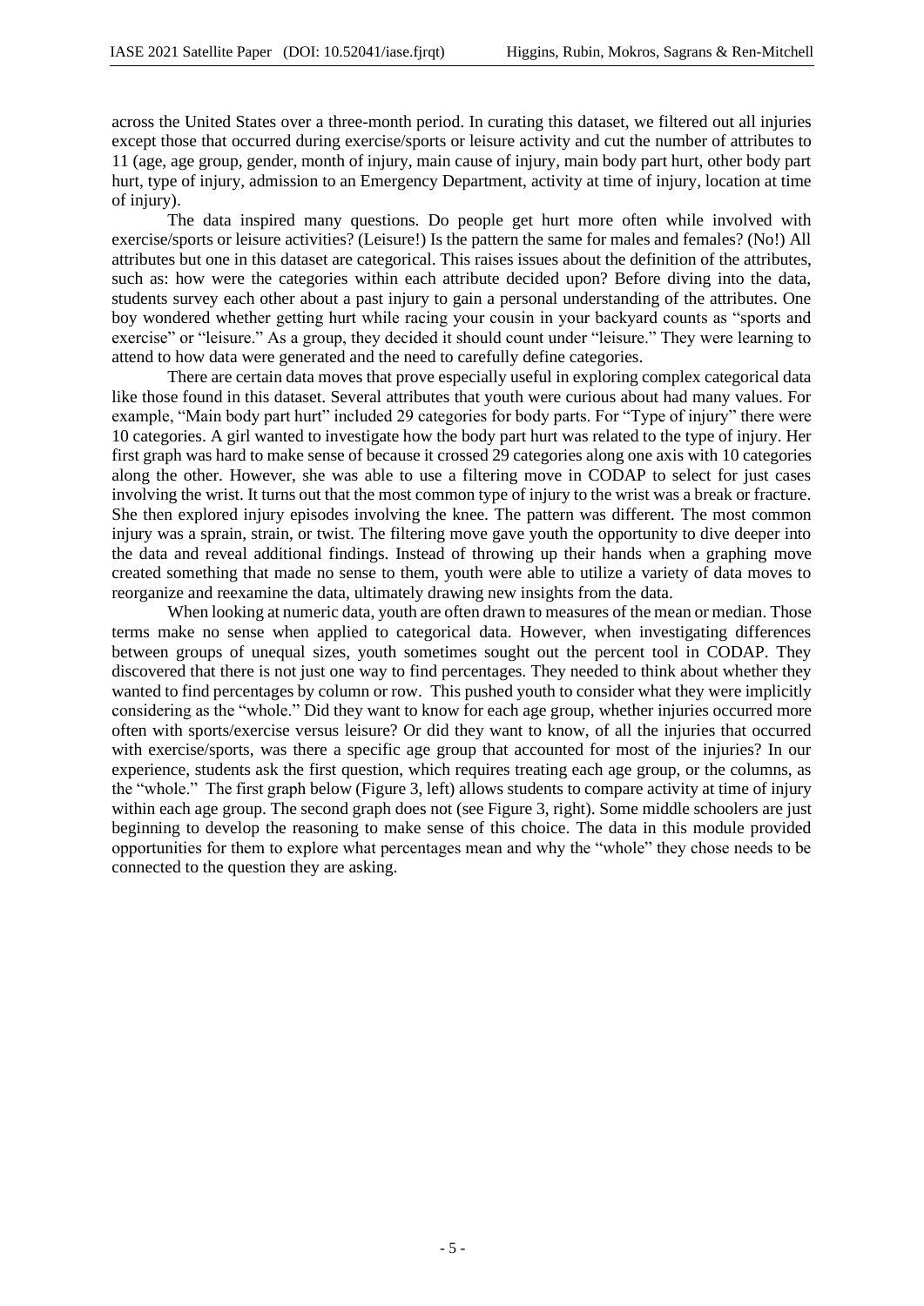across the United States over a three-month period. In curating this dataset, we filtered out all injuries except those that occurred during exercise/sports or leisure activity and cut the number of attributes to 11 (age, age group, gender, month of injury, main cause of injury, main body part hurt, other body part hurt, type of injury, admission to an Emergency Department, activity at time of injury, location at time of injury).

The data inspired many questions. Do people get hurt more often while involved with exercise/sports or leisure activities? (Leisure!) Is the pattern the same for males and females? (No!) All attributes but one in this dataset are categorical. This raises issues about the definition of the attributes, such as: how were the categories within each attribute decided upon? Before diving into the data, students survey each other about a past injury to gain a personal understanding of the attributes. One boy wondered whether getting hurt while racing your cousin in your backyard counts as "sports and exercise" or "leisure." As a group, they decided it should count under "leisure." They were learning to attend to how data were generated and the need to carefully define categories.

There are certain data moves that prove especially useful in exploring complex categorical data like those found in this dataset. Several attributes that youth were curious about had many values. For example, "Main body part hurt" included 29 categories for body parts. For "Type of injury" there were 10 categories. A girl wanted to investigate how the body part hurt was related to the type of injury. Her first graph was hard to make sense of because it crossed 29 categories along one axis with 10 categories along the other. However, she was able to use a filtering move in CODAP to select for just cases involving the wrist. It turns out that the most common type of injury to the wrist was a break or fracture. She then explored injury episodes involving the knee. The pattern was different. The most common injury was a sprain, strain, or twist. The filtering move gave youth the opportunity to dive deeper into the data and reveal additional findings. Instead of throwing up their hands when a graphing move created something that made no sense to them, youth were able to utilize a variety of data moves to reorganize and reexamine the data, ultimately drawing new insights from the data.

When looking at numeric data, youth are often drawn to measures of the mean or median. Those terms make no sense when applied to categorical data. However, when investigating differences between groups of unequal sizes, youth sometimes sought out the percent tool in CODAP. They discovered that there is not just one way to find percentages. They needed to think about whether they wanted to find percentages by column or row. This pushed youth to consider what they were implicitly considering as the "whole." Did they want to know for each age group, whether injuries occurred more often with sports/exercise versus leisure? Or did they want to know, of all the injuries that occurred with exercise/sports, was there a specific age group that accounted for most of the injuries? In our experience, students ask the first question, which requires treating each age group, or the columns, as the "whole." The first graph below (Figure 3, left) allows students to compare activity at time of injury within each age group. The second graph does not (see Figure 3, right). Some middle schoolers are just beginning to develop the reasoning to make sense of this choice. The data in this module provided opportunities for them to explore what percentages mean and why the "whole" they chose needs to be connected to the question they are asking.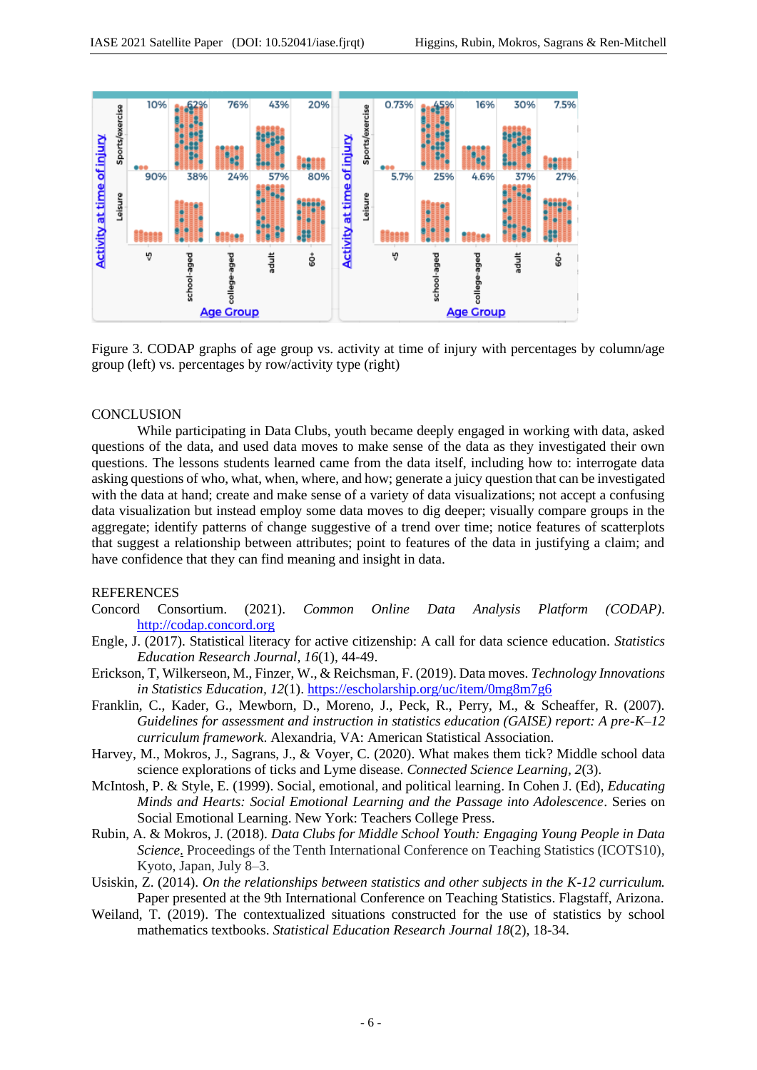Activity at time of injury

Sports/exercise: 10% 62% 76% 43% 20%

Leisure: 90% 38% 24% 57% 80%

<5 school-aged college-aged adult 60+

Age Group

Activity at time of injury

Sports/exercise: 0.73% 45% 16% 30% 7.5%

Leisure: 5.7% 25% 4.6% 37% 27%

<5 school-aged college-aged adult 60+

Age Group

Figure 3. CODAP graphs of age group vs. activity at time of injury with percentages by column/age group (left) vs. percentages by row/activity type (right)

## CONCLUSION

While participating in Data Clubs, youth became deeply engaged in working with data, asked questions of the data, and used data moves to make sense of the data as they investigated their own questions. The lessons students learned came from the data itself, including how to: interrogate data asking questions of who, what, when, where, and how; generate a juicy question that can be investigated with the data at hand; create and make sense of a variety of data visualizations; not accept a confusing data visualization but instead employ some data moves to dig deeper; visually compare groups in the aggregate; identify patterns of change suggestive of a trend over time; notice features of scatterplots that suggest a relationship between attributes; point to features of the data in justifying a claim; and have confidence that they can find meaning and insight in data.

## REFERENCES

Concord Consortium. (2021). *Common Online Data Analysis Platform (CODAP)*. http://codap.concord.org

Engle, J. (2017). Statistical literacy for active citizenship: A call for data science education. *Statistics Education Research Journal, 16*(1), 44-49.

Erickson, T, Wilkerseon, M., Finzer, W., & Reichsman, F. (2019). Data moves. *Technology Innovations in Statistics Education, 12*(1). https://escholarship.org/uc/item/0mg8m7g6

Franklin, C., Kader, G., Mewborn, D., Moreno, J., Peck, R., Perry, M., & Scheaffer, R. (2007). *Guidelines for assessment and instruction in statistics education (GAISE) report: A pre-K–12 curriculum framework*. Alexandria, VA: American Statistical Association.

Harvey, M., Mokros, J., Sagrans, J., & Voyer, C. (2020). What makes them tick? Middle school data science explorations of ticks and Lyme disease. *Connected Science Learning, 2*(3).

McIntosh, P. & Style, E. (1999). Social, emotional, and political learning. In Cohen J. (Ed), *Educating Minds and Hearts: Social Emotional Learning and the Passage into Adolescence*. Series on Social Emotional Learning. New York: Teachers College Press.

Rubin, A. & Mokros, J. (2018). *Data Clubs for Middle School Youth: Engaging Young People in Data Science*. Proceedings of the Tenth International Conference on Teaching Statistics (ICOTS10), Kyoto, Japan, July 8–3.

Usiskin, Z. (2014). *On the relationships between statistics and other subjects in the K-12 curriculum.* Paper presented at the 9th International Conference on Teaching Statistics. Flagstaff, Arizona.

Weiland, T. (2019). The contextualized situations constructed for the use of statistics by school mathematics textbooks. *Statistical Education Research Journal 18*(2), 18-34.